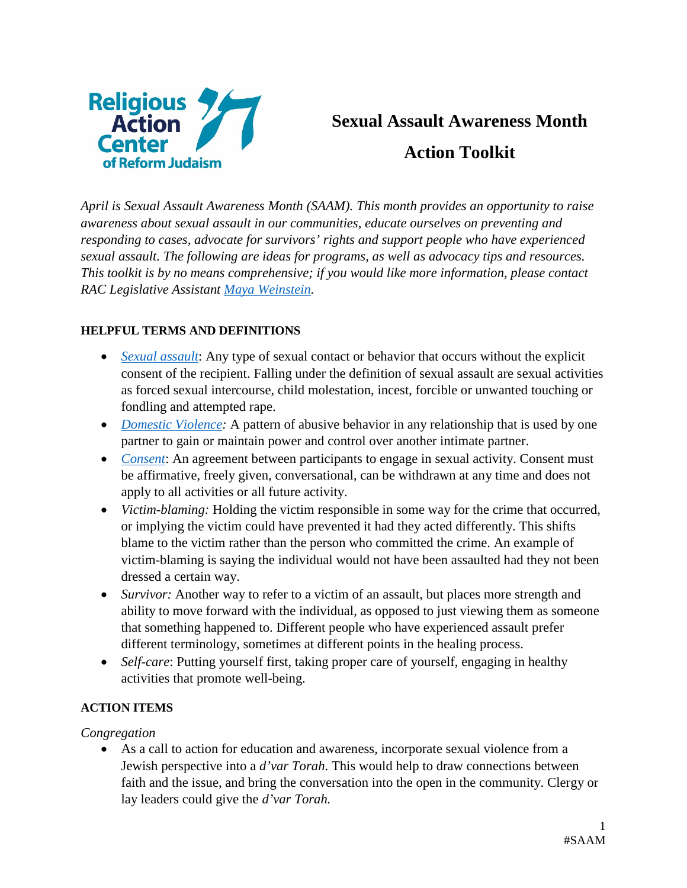# Sexual Assault Awareness Month Action Toolkit

*April is Sexual Assault Awareness Month (SAAM). This month provides an opportunity to raise awareness about sexual assault in our communities, educate ourselves on preventing and responding to cases, advocate for survivors' rights and support people who have experienced sexual assault. The following are ideas for programs, as well as advocacy tips and resources. This toolkit is by no means comprehensive; if you would like more information, please contact RAC Legislative Assistant Maya Weinstein.*

**HELPFUL TERMS AND DEFINITIONS**

- *Sexual assault*: Any type of sexual contact or behavior that occurs without the explicit consent of the recipient. Falling under the definition of sexual assault are sexual activities as forced sexual intercourse, child molestation, incest, forcible or unwanted touching or fondling and attempted rape.
- *Domestic Violence:* A pattern of abusive behavior in any relationship that is used by one partner to gain or maintain power and control over another intimate partner.
- *Consent*: An agreement between participants to engage in sexual activity. Consent must be affirmative, freely given, conversational, can be withdrawn at any time and does not apply to all activities or all future activity.
- *Victim-blaming:* Holding the victim responsible in some way for the crime that occurred, or implying the victim could have prevented it had they acted differently. This shifts blame to the victim rather than the person who committed the crime. An example of victim-blaming is saying the individual would not have been assaulted had they not been dressed a certain way.
- *Survivor:* Another way to refer to a victim of an assault, but places more strength and ability to move forward with the individual, as opposed to just viewing them as someone that something happened to. Different people who have experienced assault prefer different terminology, sometimes at different points in the healing process.
- *Self-care*: Putting yourself first, taking proper care of yourself, engaging in healthy activities that promote well-being.

**ACTION ITEMS**

*Congregation*

- As a call to action for education and awareness, incorporate sexual violence from a Jewish perspective into a *d'var Torah.* This would help to draw connections between faith and the issue, and bring the conversation into the open in the community. Clergy or lay leaders could give the *d'var Torah.*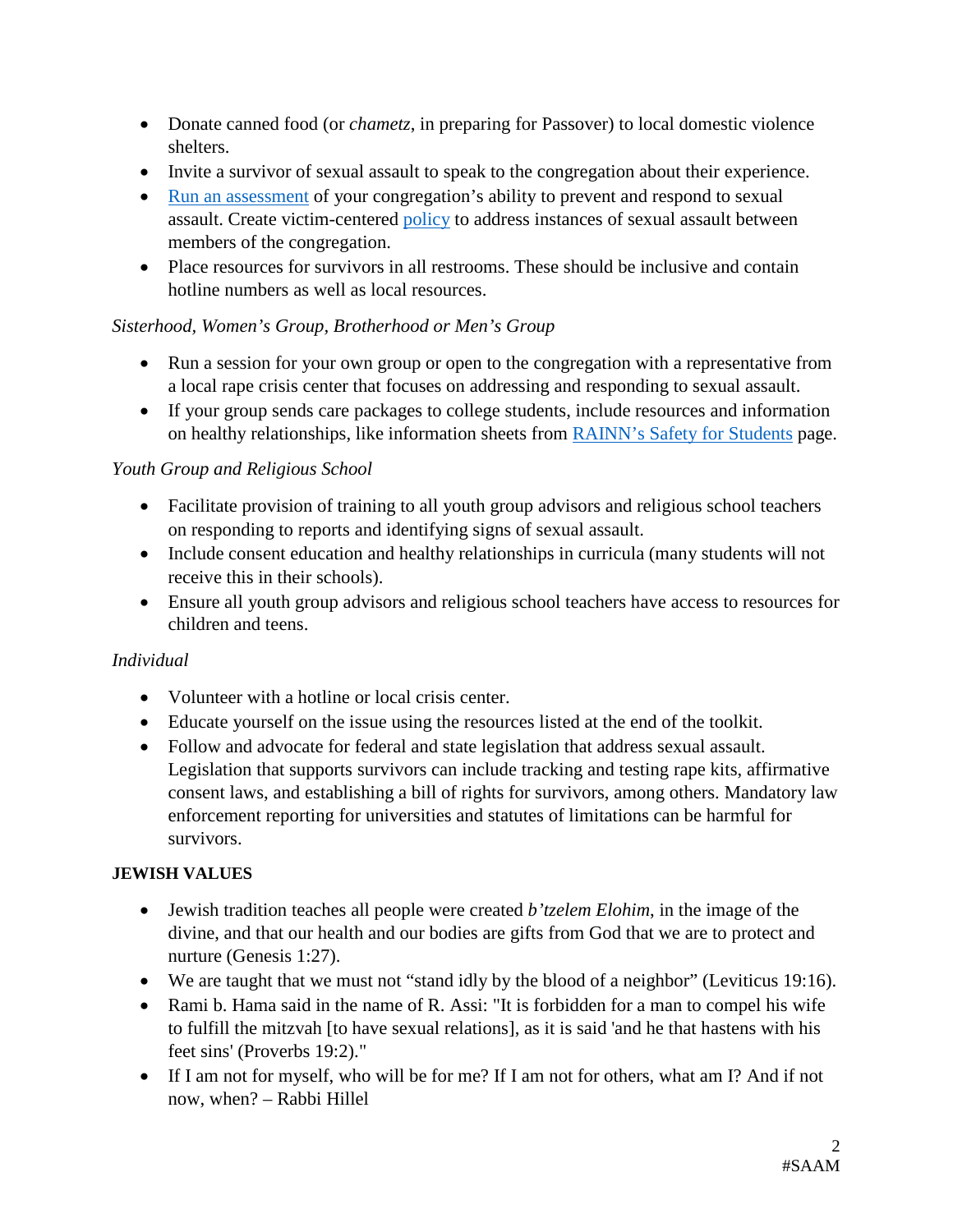- Donate canned food (or *chametz*, in preparing for Passover) to local domestic violence shelters.
- Invite a survivor of sexual assault to speak to the congregation about their experience.
- Run an assessment of your congregation's ability to prevent and respond to sexual assault. Create victim-centered policy to address instances of sexual assault between members of the congregation.
- Place resources for survivors in all restrooms. These should be inclusive and contain hotline numbers as well as local resources.

*Sisterhood, Women's Group, Brotherhood or Men's Group*

- Run a session for your own group or open to the congregation with a representative from a local rape crisis center that focuses on addressing and responding to sexual assault.
- If your group sends care packages to college students, include resources and information on healthy relationships, like information sheets from RAINN's Safety for Students page.

*Youth Group and Religious School*

- Facilitate provision of training to all youth group advisors and religious school teachers on responding to reports and identifying signs of sexual assault.
- Include consent education and healthy relationships in curricula (many students will not receive this in their schools).
- Ensure all youth group advisors and religious school teachers have access to resources for children and teens.

*Individual*

- Volunteer with a hotline or local crisis center.
- Educate yourself on the issue using the resources listed at the end of the toolkit.
- Follow and advocate for federal and state legislation that address sexual assault. Legislation that supports survivors can include tracking and testing rape kits, affirmative consent laws, and establishing a bill of rights for survivors, among others. Mandatory law enforcement reporting for universities and statutes of limitations can be harmful for survivors.

**JEWISH VALUES**

- Jewish tradition teaches all people were created *b'tzelem Elohim*, in the image of the divine, and that our health and our bodies are gifts from God that we are to protect and nurture (Genesis 1:27).
- We are taught that we must not "stand idly by the blood of a neighbor" (Leviticus 19:16).
- Rami b. Hama said in the name of R. Assi: "It is forbidden for a man to compel his wife to fulfill the mitzvah [to have sexual relations], as it is said 'and he that hastens with his feet sins' (Proverbs 19:2)."
- If I am not for myself, who will be for me? If I am not for others, what am I? And if not now, when? – Rabbi Hillel

#SAAM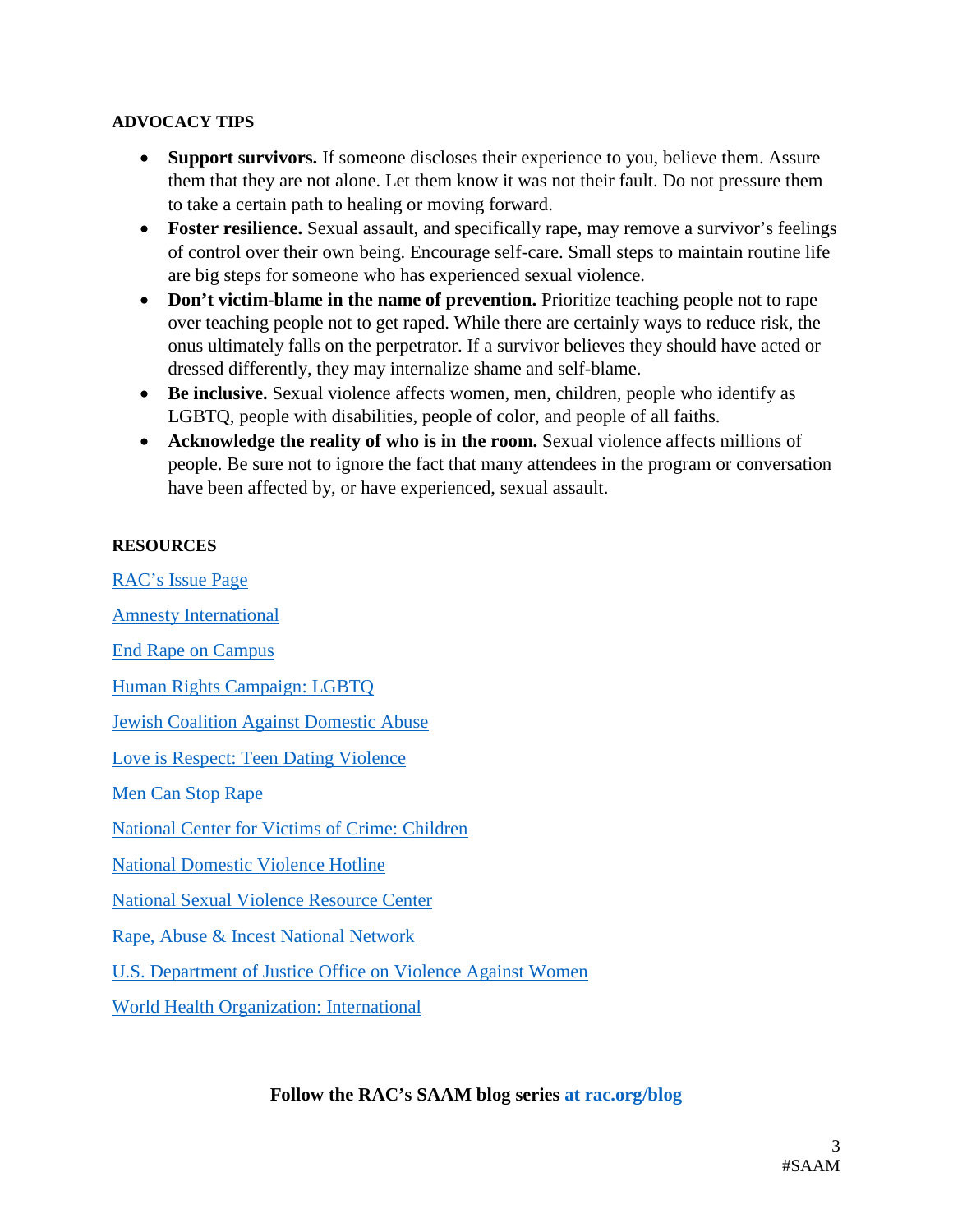### ADVOCACY TIPS

- **Support survivors.** If someone discloses their experience to you, believe them. Assure them that they are not alone. Let them know it was not their fault. Do not pressure them to take a certain path to healing or moving forward.
- **Foster resilience.** Sexual assault, and specifically rape, may remove a survivor's feelings of control over their own being. Encourage self-care. Small steps to maintain routine life are big steps for someone who has experienced sexual violence.
- **Don't victim-blame in the name of prevention.** Prioritize teaching people not to rape over teaching people not to get raped. While there are certainly ways to reduce risk, the onus ultimately falls on the perpetrator. If a survivor believes they should have acted or dressed differently, they may internalize shame and self-blame.
- **Be inclusive.** Sexual violence affects women, men, children, people who identify as LGBTQ, people with disabilities, people of color, and people of all faiths.
- **Acknowledge the reality of who is in the room.** Sexual violence affects millions of people. Be sure not to ignore the fact that many attendees in the program or conversation have been affected by, or have experienced, sexual assault.

### RESOURCES

RAC's Issue Page

Amnesty International

End Rape on Campus

Human Rights Campaign: LGBTQ

Jewish Coalition Against Domestic Abuse

Love is Respect: Teen Dating Violence

Men Can Stop Rape

National Center for Victims of Crime: Children

National Domestic Violence Hotline

National Sexual Violence Resource Center

Rape, Abuse & Incest National Network

U.S. Department of Justice Office on Violence Against Women

World Health Organization: International

**Follow the RAC's SAAM blog series at rac.org/blog**

#SAAM